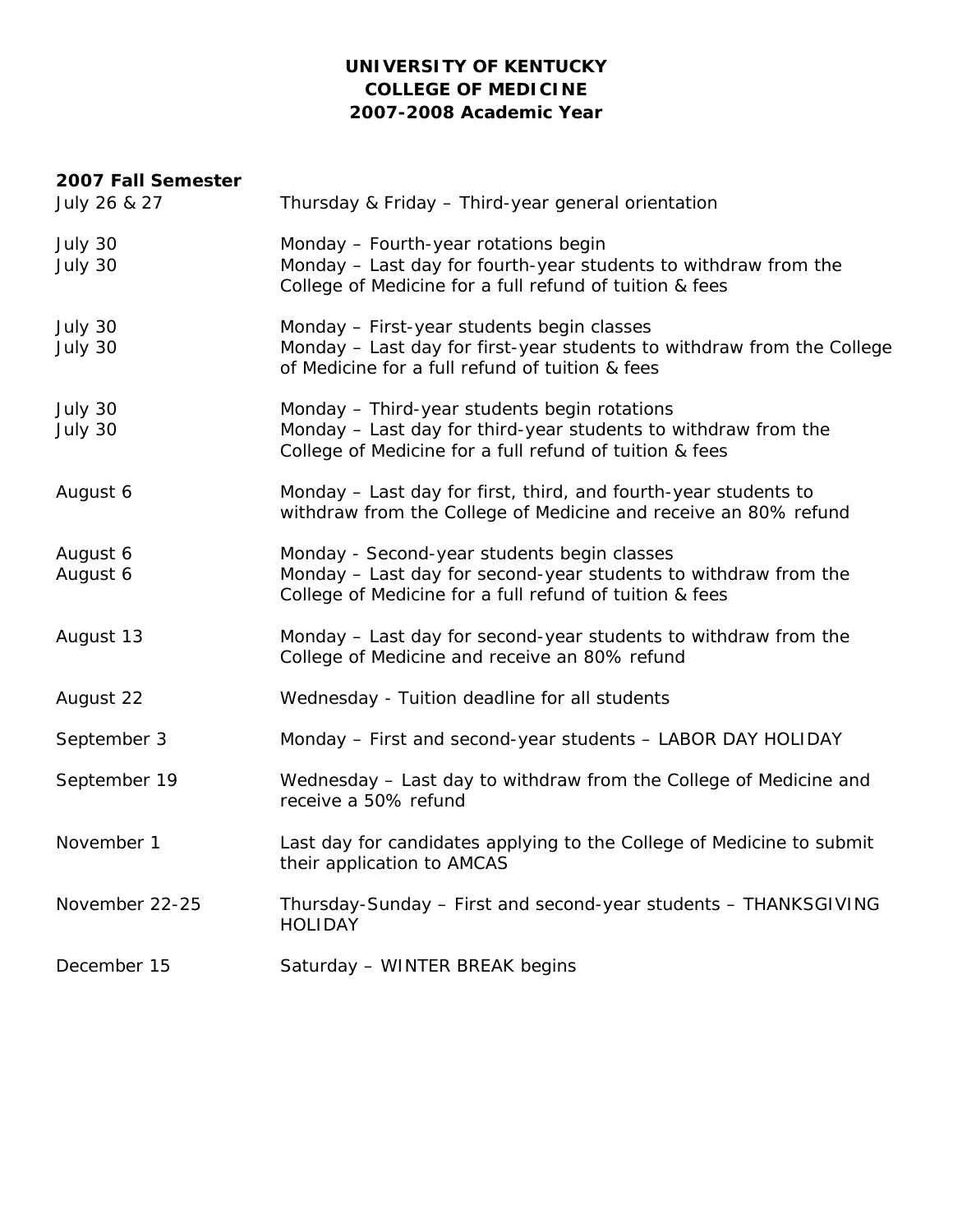# UNIVERSITY OF KENTUCKY
# COLLEGE OF MEDICINE
# 2007-2008 Academic Year

**2007 Fall Semester**

| | |
|---|---|
| July 26 & 27 | Thursday & Friday – Third-year general orientation |
| July 30 | Monday – Fourth-year rotations begin |
| July 30 | Monday – Last day for fourth-year students to withdraw from the College of Medicine for a full refund of tuition & fees |
| July 30 | Monday – First-year students begin classes |
| July 30 | Monday – Last day for first-year students to withdraw from the College of Medicine for a full refund of tuition & fees |
| July 30 | Monday – Third-year students begin rotations |
| July 30 | Monday – Last day for third-year students to withdraw from the College of Medicine for a full refund of tuition & fees |
| August 6 | Monday – Last day for first, third, and fourth-year students to withdraw from the College of Medicine and receive an 80% refund |
| August 6 | Monday - Second-year students begin classes |
| August 6 | Monday – Last day for second-year students to withdraw from the College of Medicine for a full refund of tuition & fees |
| August 13 | Monday – Last day for second-year students to withdraw from the College of Medicine and receive an 80% refund |
| August 22 | Wednesday - Tuition deadline for all students |
| September 3 | Monday – First and second-year students – LABOR DAY HOLIDAY |
| September 19 | Wednesday – Last day to withdraw from the College of Medicine and receive a 50% refund |
| November 1 | Last day for candidates applying to the College of Medicine to submit their application to AMCAS |
| November 22-25 | Thursday-Sunday – First and second-year students – THANKSGIVING HOLIDAY |
| December 15 | Saturday – WINTER BREAK begins |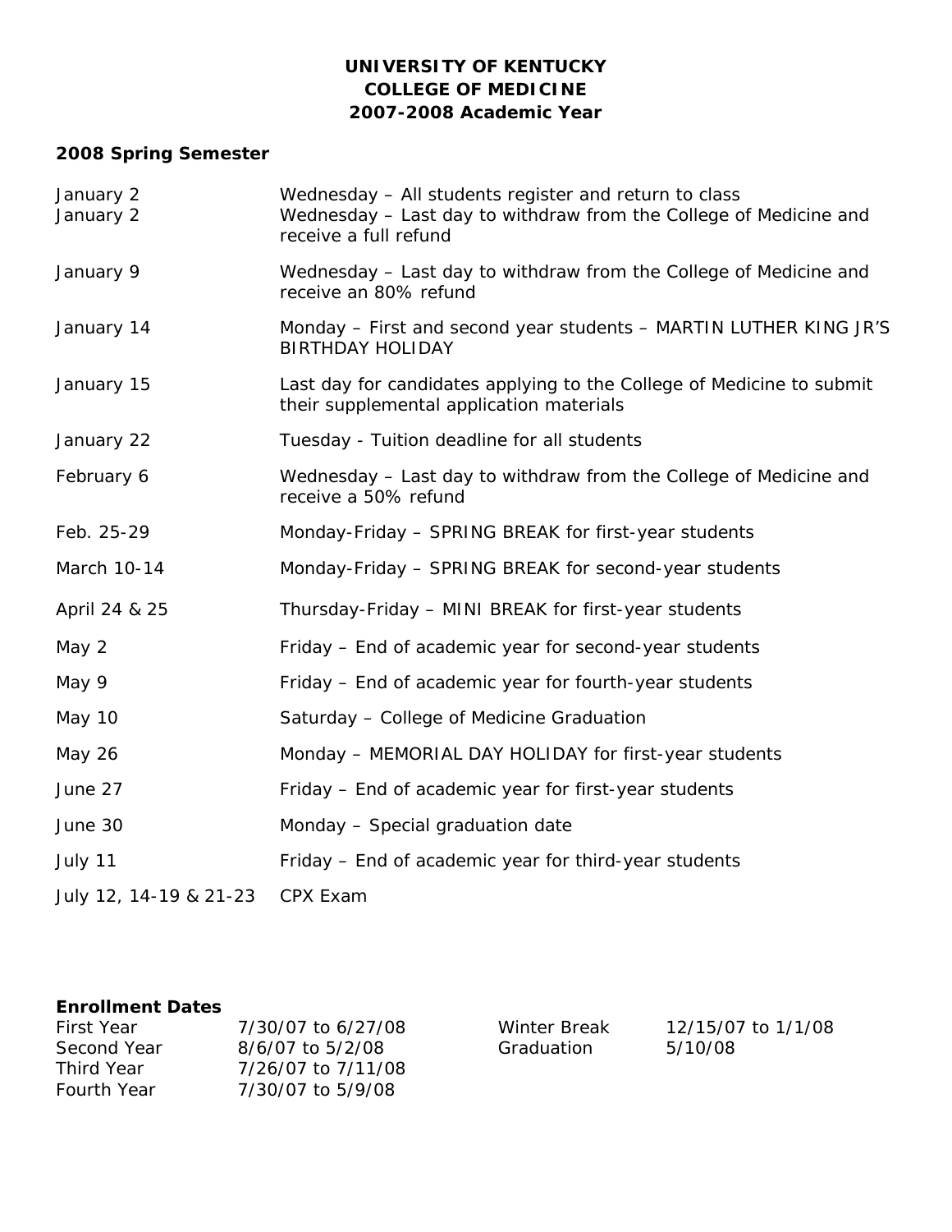# UNIVERSITY OF KENTUCKY
# COLLEGE OF MEDICINE
# 2007-2008 Academic Year

## 2008 Spring Semester

| | |
|---|---|
| January 2 | Wednesday – All students register and return to class |
| January 2 | Wednesday – Last day to withdraw from the College of Medicine and receive a full refund |
| January 9 | Wednesday – Last day to withdraw from the College of Medicine and receive an 80% refund |
| January 14 | Monday – First and second year students – MARTIN LUTHER KING JR'S BIRTHDAY HOLIDAY |
| January 15 | Last day for candidates applying to the College of Medicine to submit their supplemental application materials |
| January 22 | Tuesday - Tuition deadline for all students |
| February 6 | Wednesday – Last day to withdraw from the College of Medicine and receive a 50% refund |
| Feb. 25-29 | Monday-Friday – SPRING BREAK for first-year students |
| March 10-14 | Monday-Friday – SPRING BREAK for second-year students |
| April 24 & 25 | Thursday-Friday – MINI BREAK for first-year students |
| May 2 | Friday – End of academic year for second-year students |
| May 9 | Friday – End of academic year for fourth-year students |
| May 10 | Saturday – College of Medicine Graduation |
| May 26 | Monday – MEMORIAL DAY HOLIDAY for first-year students |
| June 27 | Friday – End of academic year for first-year students |
| June 30 | Monday – Special graduation date |
| July 11 | Friday – End of academic year for third-year students |
| July 12, 14-19 & 21-23 | CPX Exam |

**Enrollment Dates**

| | | | |
|---|---|---|---|
| First Year | 7/30/07 to 6/27/08 | Winter Break | 12/15/07 to 1/1/08 |
| Second Year | 8/6/07 to 5/2/08 | Graduation | 5/10/08 |
| Third Year | 7/26/07 to 7/11/08 | | |
| Fourth Year | 7/30/07 to 5/9/08 | | |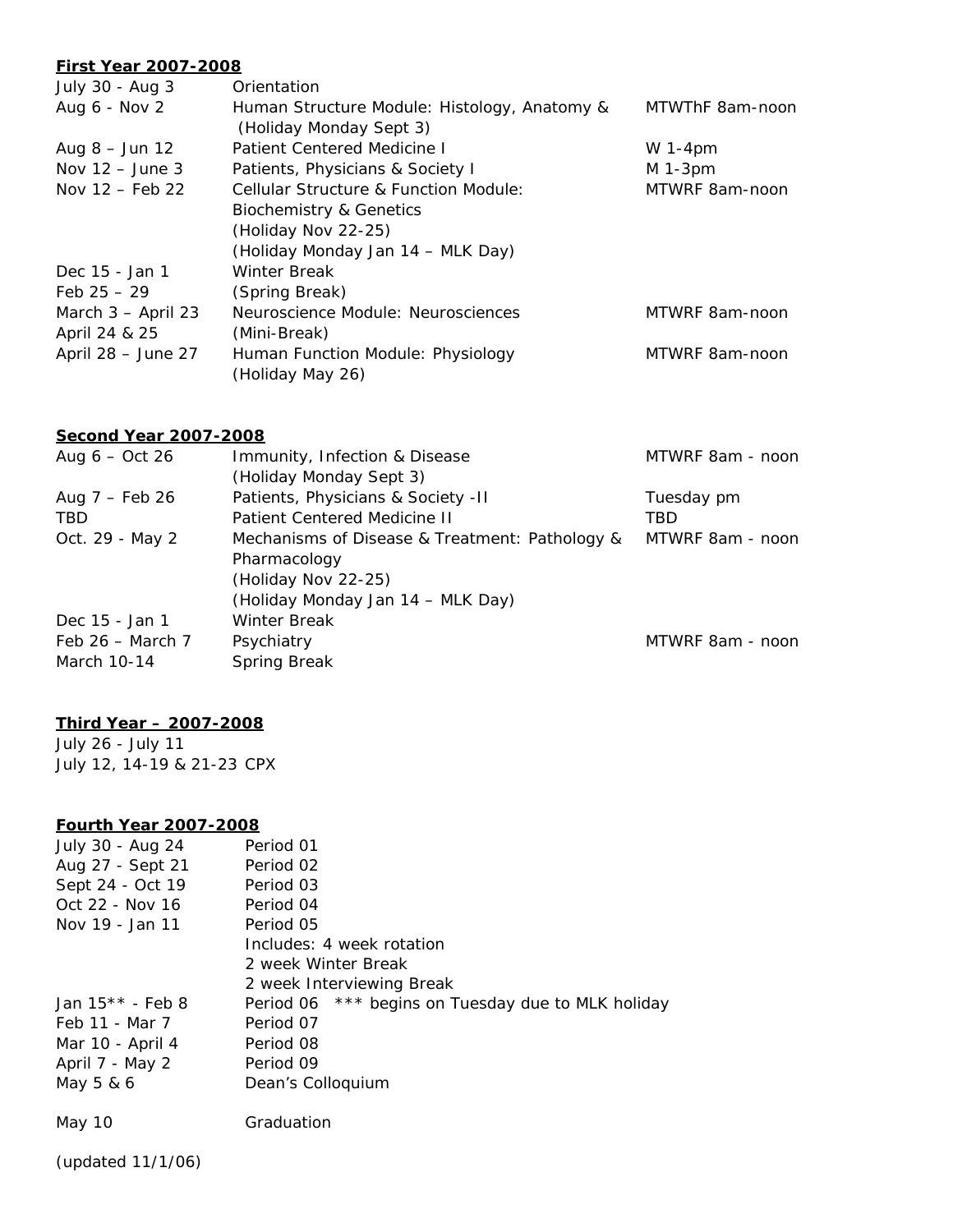**First Year 2007-2008**

| | | |
|---|---|---|
| July 30 - Aug 3 | Orientation | |
| Aug 6 - Nov 2 | Human Structure Module: Histology, Anatomy & (Holiday Monday Sept 3) | MTWThF 8am-noon |
| Aug 8 – Jun 12 | Patient Centered Medicine I | W 1-4pm |
| Nov 12 – June 3 | Patients, Physicians & Society I | M 1-3pm |
| Nov 12 – Feb 22 | Cellular Structure & Function Module: Biochemistry & Genetics (Holiday Nov 22-25) (Holiday Monday Jan 14 – MLK Day) | MTWRF 8am-noon |
| Dec 15 - Jan 1 | Winter Break | |
| Feb 25 – 29 | (Spring Break) | |
| March 3 – April 23 | Neuroscience Module: Neurosciences | MTWRF 8am-noon |
| April 24 & 25 | (Mini-Break) | |
| April 28 – June 27 | Human Function Module: Physiology (Holiday May 26) | MTWRF 8am-noon |

**Second Year 2007-2008**

| | | |
|---|---|---|
| Aug 6 – Oct 26 | Immunity, Infection & Disease (Holiday Monday Sept 3) | MTWRF 8am - noon |
| Aug 7 – Feb 26 | Patients, Physicians & Society -II | Tuesday pm |
| TBD | Patient Centered Medicine II | TBD |
| Oct. 29 - May 2 | Mechanisms of Disease & Treatment: Pathology & Pharmacology (Holiday Nov 22-25) (Holiday Monday Jan 14 – MLK Day) | MTWRF 8am - noon |
| Dec 15 - Jan 1 | Winter Break | |
| Feb 26 – March 7 | Psychiatry | MTWRF 8am - noon |
| March 10-14 | Spring Break | |

**Third Year – 2007-2008**

July 26 - July 11
July 12, 14-19 & 21-23 CPX

**Fourth Year 2007-2008**

| | |
|---|---|
| July 30 - Aug 24 | Period 01 |
| Aug 27 - Sept 21 | Period 02 |
| Sept 24 - Oct 19 | Period 03 |
| Oct 22 - Nov 16 | Period 04 |
| Nov 19 - Jan 11 | Period 05 Includes: 4 week rotation 2 week Winter Break 2 week Interviewing Break |
| Jan 15** - Feb 8 | Period 06 *** begins on Tuesday due to MLK holiday |
| Feb 11 - Mar 7 | Period 07 |
| Mar 10 - April 4 | Period 08 |
| April 7 - May 2 | Period 09 |
| May 5 & 6 | Dean's Colloquium |
| May 10 | Graduation |

(updated 11/1/06)